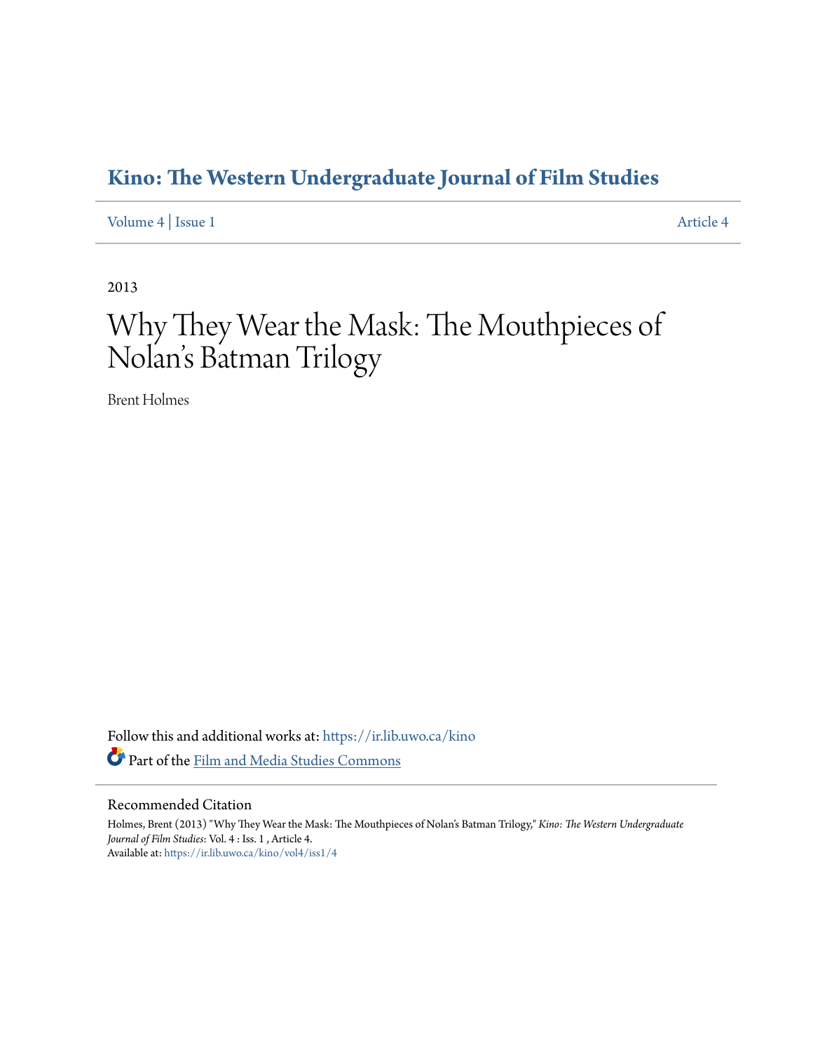# Kino: The Western Undergraduate Journal of Film Studies

Volume 4 | Issue 1 Article 4

2013

# Why They Wear the Mask: The Mouthpieces of Nolan's Batman Trilogy

Brent Holmes

Follow this and additional works at: https://ir.lib.uwo.ca/kino

Part of the Film and Media Studies Commons

## Recommended Citation

Holmes, Brent (2013) "Why They Wear the Mask: The Mouthpieces of Nolan's Batman Trilogy," *Kino: The Western Undergraduate Journal of Film Studies*: Vol. 4 : Iss. 1 , Article 4.
Available at: https://ir.lib.uwo.ca/kino/vol4/iss1/4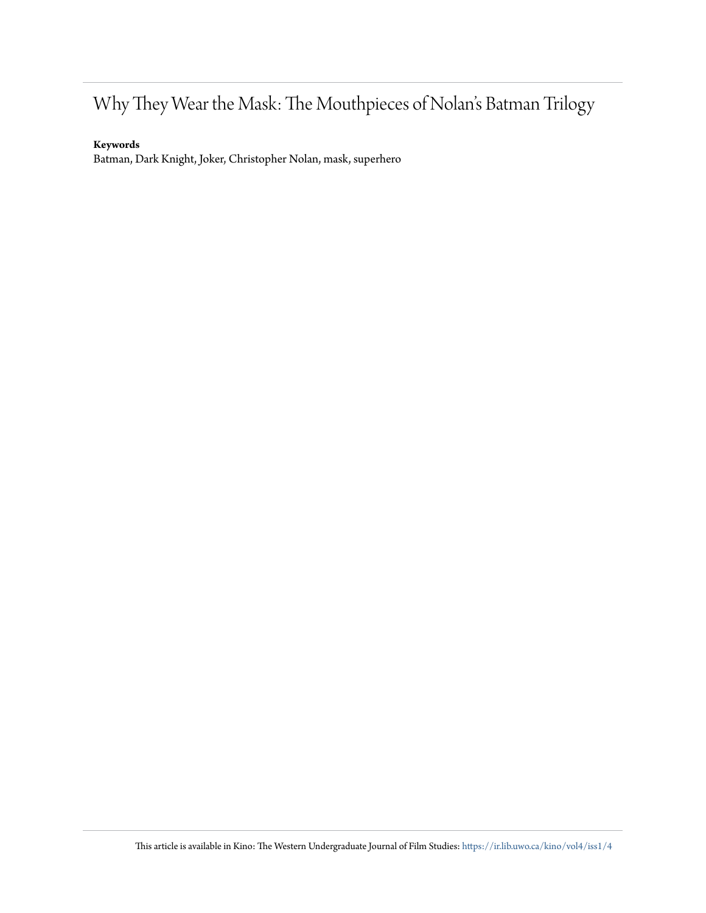# Why They Wear the Mask: The Mouthpieces of Nolan's Batman Trilogy

**Keywords**

Batman, Dark Knight, Joker, Christopher Nolan, mask, superhero

This article is available in Kino: The Western Undergraduate Journal of Film Studies: https://ir.lib.uwo.ca/kino/vol4/iss1/4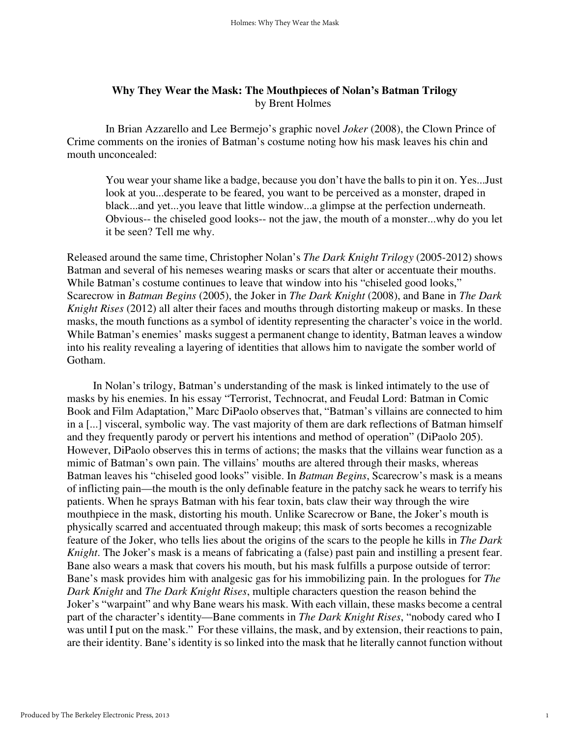**Why They Wear the Mask: The Mouthpieces of Nolan's Batman Trilogy**
by Brent Holmes

In Brian Azzarello and Lee Bermejo's graphic novel *Joker* (2008), the Clown Prince of Crime comments on the ironies of Batman's costume noting how his mask leaves his chin and mouth unconcealed:

> You wear your shame like a badge, because you don't have the balls to pin it on. Yes...Just look at you...desperate to be feared, you want to be perceived as a monster, draped in black...and yet...you leave that little window...a glimpse at the perfection underneath. Obvious-- the chiseled good looks-- not the jaw, the mouth of a monster...why do you let it be seen? Tell me why.

Released around the same time, Christopher Nolan's *The Dark Knight Trilogy* (2005-2012) shows Batman and several of his nemeses wearing masks or scars that alter or accentuate their mouths. While Batman's costume continues to leave that window into his "chiseled good looks," Scarecrow in *Batman Begins* (2005), the Joker in *The Dark Knight* (2008), and Bane in *The Dark Knight Rises* (2012) all alter their faces and mouths through distorting makeup or masks. In these masks, the mouth functions as a symbol of identity representing the character's voice in the world. While Batman's enemies' masks suggest a permanent change to identity, Batman leaves a window into his reality revealing a layering of identities that allows him to navigate the somber world of Gotham.

In Nolan's trilogy, Batman's understanding of the mask is linked intimately to the use of masks by his enemies. In his essay "Terrorist, Technocrat, and Feudal Lord: Batman in Comic Book and Film Adaptation," Marc DiPaolo observes that, "Batman's villains are connected to him in a [...] visceral, symbolic way. The vast majority of them are dark reflections of Batman himself and they frequently parody or pervert his intentions and method of operation" (DiPaolo 205). However, DiPaolo observes this in terms of actions; the masks that the villains wear function as a mimic of Batman's own pain. The villains' mouths are altered through their masks, whereas Batman leaves his "chiseled good looks" visible. In *Batman Begins*, Scarecrow's mask is a means of inflicting pain—the mouth is the only definable feature in the patchy sack he wears to terrify his patients. When he sprays Batman with his fear toxin, bats claw their way through the wire mouthpiece in the mask, distorting his mouth. Unlike Scarecrow or Bane, the Joker's mouth is physically scarred and accentuated through makeup; this mask of sorts becomes a recognizable feature of the Joker, who tells lies about the origins of the scars to the people he kills in *The Dark Knight*. The Joker's mask is a means of fabricating a (false) past pain and instilling a present fear. Bane also wears a mask that covers his mouth, but his mask fulfills a purpose outside of terror: Bane's mask provides him with analgesic gas for his immobilizing pain. In the prologues for *The Dark Knight* and *The Dark Knight Rises*, multiple characters question the reason behind the Joker's "warpaint" and why Bane wears his mask. With each villain, these masks become a central part of the character's identity—Bane comments in *The Dark Knight Rises*, "nobody cared who I was until I put on the mask." For these villains, the mask, and by extension, their reactions to pain, are their identity. Bane's identity is so linked into the mask that he literally cannot function without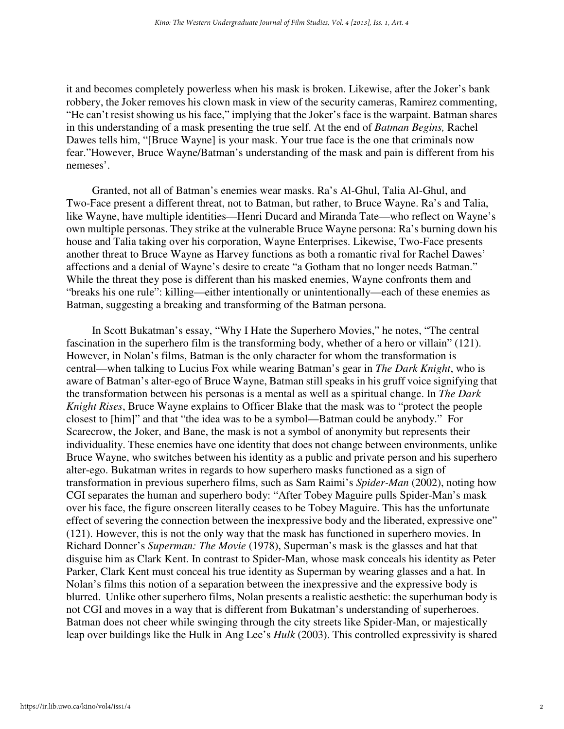it and becomes completely powerless when his mask is broken. Likewise, after the Joker's bank robbery, the Joker removes his clown mask in view of the security cameras, Ramirez commenting, "He can't resist showing us his face," implying that the Joker's face is the warpaint. Batman shares in this understanding of a mask presenting the true self. At the end of *Batman Begins,* Rachel Dawes tells him, "[Bruce Wayne] is your mask. Your true face is the one that criminals now fear."However, Bruce Wayne/Batman's understanding of the mask and pain is different from his nemeses'.

Granted, not all of Batman's enemies wear masks. Ra's Al-Ghul, Talia Al-Ghul, and Two-Face present a different threat, not to Batman, but rather, to Bruce Wayne. Ra's and Talia, like Wayne, have multiple identities—Henri Ducard and Miranda Tate—who reflect on Wayne's own multiple personas. They strike at the vulnerable Bruce Wayne persona: Ra's burning down his house and Talia taking over his corporation, Wayne Enterprises. Likewise, Two-Face presents another threat to Bruce Wayne as Harvey functions as both a romantic rival for Rachel Dawes' affections and a denial of Wayne's desire to create "a Gotham that no longer needs Batman." While the threat they pose is different than his masked enemies, Wayne confronts them and "breaks his one rule": killing—either intentionally or unintentionally—each of these enemies as Batman, suggesting a breaking and transforming of the Batman persona.

In Scott Bukatman's essay, "Why I Hate the Superhero Movies," he notes, "The central fascination in the superhero film is the transforming body, whether of a hero or villain" (121). However, in Nolan's films, Batman is the only character for whom the transformation is central—when talking to Lucius Fox while wearing Batman's gear in *The Dark Knight*, who is aware of Batman's alter-ego of Bruce Wayne, Batman still speaks in his gruff voice signifying that the transformation between his personas is a mental as well as a spiritual change. In *The Dark Knight Rises*, Bruce Wayne explains to Officer Blake that the mask was to "protect the people closest to [him]" and that "the idea was to be a symbol—Batman could be anybody." For Scarecrow, the Joker, and Bane, the mask is not a symbol of anonymity but represents their individuality. These enemies have one identity that does not change between environments, unlike Bruce Wayne, who switches between his identity as a public and private person and his superhero alter-ego. Bukatman writes in regards to how superhero masks functioned as a sign of transformation in previous superhero films, such as Sam Raimi's *Spider-Man* (2002), noting how CGI separates the human and superhero body: "After Tobey Maguire pulls Spider-Man's mask over his face, the figure onscreen literally ceases to be Tobey Maguire. This has the unfortunate effect of severing the connection between the inexpressive body and the liberated, expressive one" (121). However, this is not the only way that the mask has functioned in superhero movies. In Richard Donner's *Superman: The Movie* (1978), Superman's mask is the glasses and hat that disguise him as Clark Kent. In contrast to Spider-Man, whose mask conceals his identity as Peter Parker, Clark Kent must conceal his true identity as Superman by wearing glasses and a hat. In Nolan's films this notion of a separation between the inexpressive and the expressive body is blurred. Unlike other superhero films, Nolan presents a realistic aesthetic: the superhuman body is not CGI and moves in a way that is different from Bukatman's understanding of superheroes. Batman does not cheer while swinging through the city streets like Spider-Man, or majestically leap over buildings like the Hulk in Ang Lee's *Hulk* (2003). This controlled expressivity is shared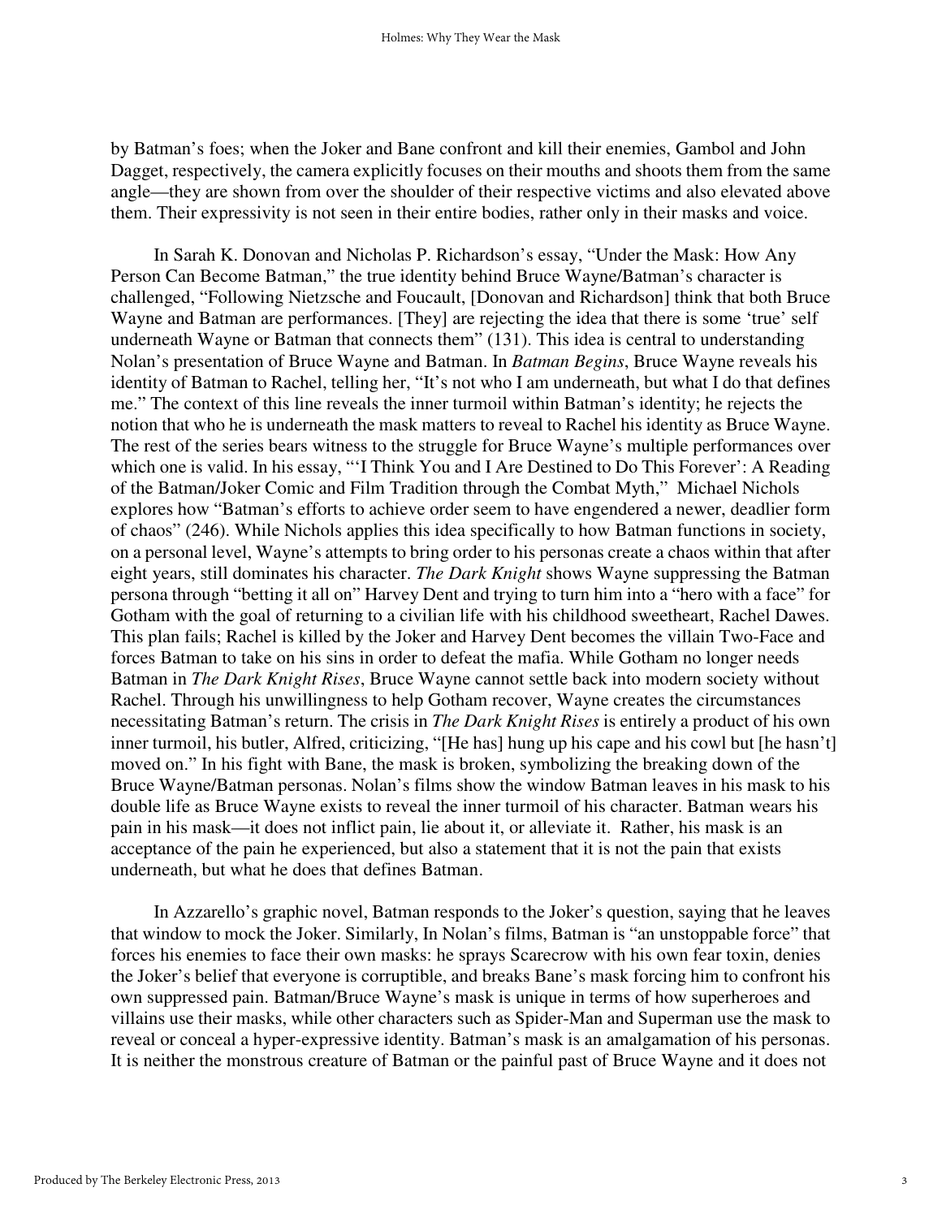by Batman's foes; when the Joker and Bane confront and kill their enemies, Gambol and John Dagget, respectively, the camera explicitly focuses on their mouths and shoots them from the same angle—they are shown from over the shoulder of their respective victims and also elevated above them. Their expressivity is not seen in their entire bodies, rather only in their masks and voice.

In Sarah K. Donovan and Nicholas P. Richardson's essay, "Under the Mask: How Any Person Can Become Batman," the true identity behind Bruce Wayne/Batman's character is challenged, "Following Nietzsche and Foucault, [Donovan and Richardson] think that both Bruce Wayne and Batman are performances. [They] are rejecting the idea that there is some 'true' self underneath Wayne or Batman that connects them" (131). This idea is central to understanding Nolan's presentation of Bruce Wayne and Batman. In *Batman Begins*, Bruce Wayne reveals his identity of Batman to Rachel, telling her, "It's not who I am underneath, but what I do that defines me." The context of this line reveals the inner turmoil within Batman's identity; he rejects the notion that who he is underneath the mask matters to reveal to Rachel his identity as Bruce Wayne. The rest of the series bears witness to the struggle for Bruce Wayne's multiple performances over which one is valid. In his essay, "'I Think You and I Are Destined to Do This Forever': A Reading of the Batman/Joker Comic and Film Tradition through the Combat Myth," Michael Nichols explores how "Batman's efforts to achieve order seem to have engendered a newer, deadlier form of chaos" (246). While Nichols applies this idea specifically to how Batman functions in society, on a personal level, Wayne's attempts to bring order to his personas create a chaos within that after eight years, still dominates his character. *The Dark Knight* shows Wayne suppressing the Batman persona through "betting it all on" Harvey Dent and trying to turn him into a "hero with a face" for Gotham with the goal of returning to a civilian life with his childhood sweetheart, Rachel Dawes. This plan fails; Rachel is killed by the Joker and Harvey Dent becomes the villain Two-Face and forces Batman to take on his sins in order to defeat the mafia. While Gotham no longer needs Batman in *The Dark Knight Rises*, Bruce Wayne cannot settle back into modern society without Rachel. Through his unwillingness to help Gotham recover, Wayne creates the circumstances necessitating Batman's return. The crisis in *The Dark Knight Rises* is entirely a product of his own inner turmoil, his butler, Alfred, criticizing, "[He has] hung up his cape and his cowl but [he hasn't] moved on." In his fight with Bane, the mask is broken, symbolizing the breaking down of the Bruce Wayne/Batman personas. Nolan's films show the window Batman leaves in his mask to his double life as Bruce Wayne exists to reveal the inner turmoil of his character. Batman wears his pain in his mask—it does not inflict pain, lie about it, or alleviate it. Rather, his mask is an acceptance of the pain he experienced, but also a statement that it is not the pain that exists underneath, but what he does that defines Batman.

In Azzarello's graphic novel, Batman responds to the Joker's question, saying that he leaves that window to mock the Joker. Similarly, In Nolan's films, Batman is "an unstoppable force" that forces his enemies to face their own masks: he sprays Scarecrow with his own fear toxin, denies the Joker's belief that everyone is corruptible, and breaks Bane's mask forcing him to confront his own suppressed pain. Batman/Bruce Wayne's mask is unique in terms of how superheroes and villains use their masks, while other characters such as Spider-Man and Superman use the mask to reveal or conceal a hyper-expressive identity. Batman's mask is an amalgamation of his personas. It is neither the monstrous creature of Batman or the painful past of Bruce Wayne and it does not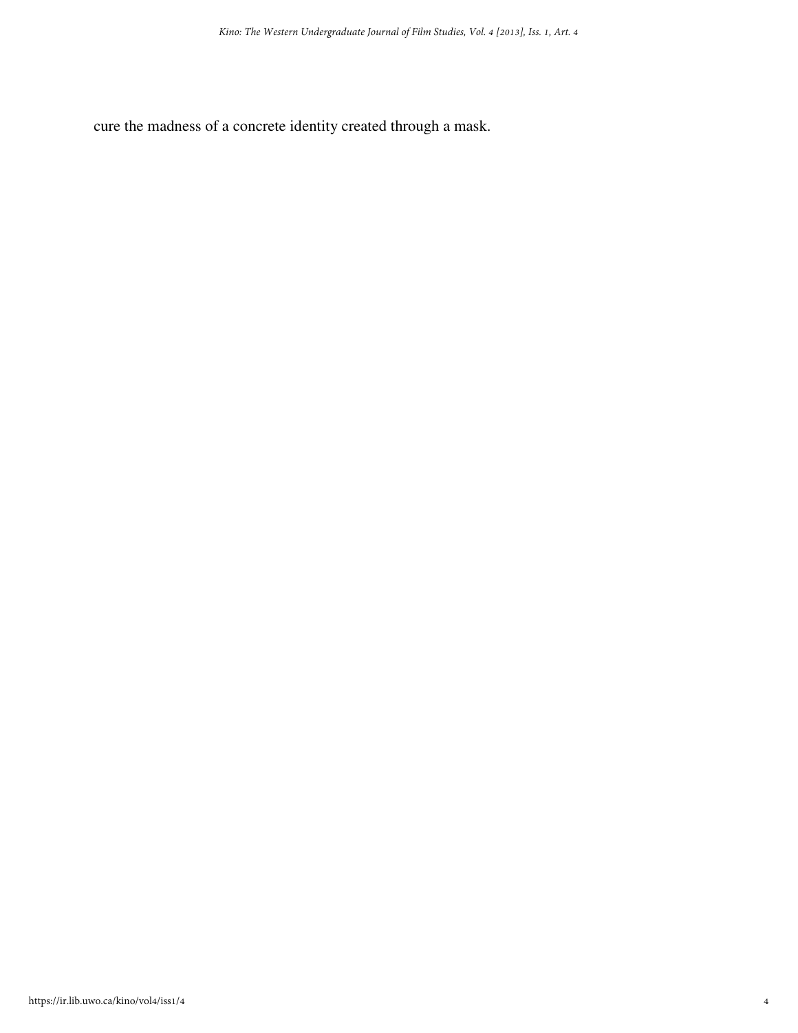cure the madness of a concrete identity created through a mask.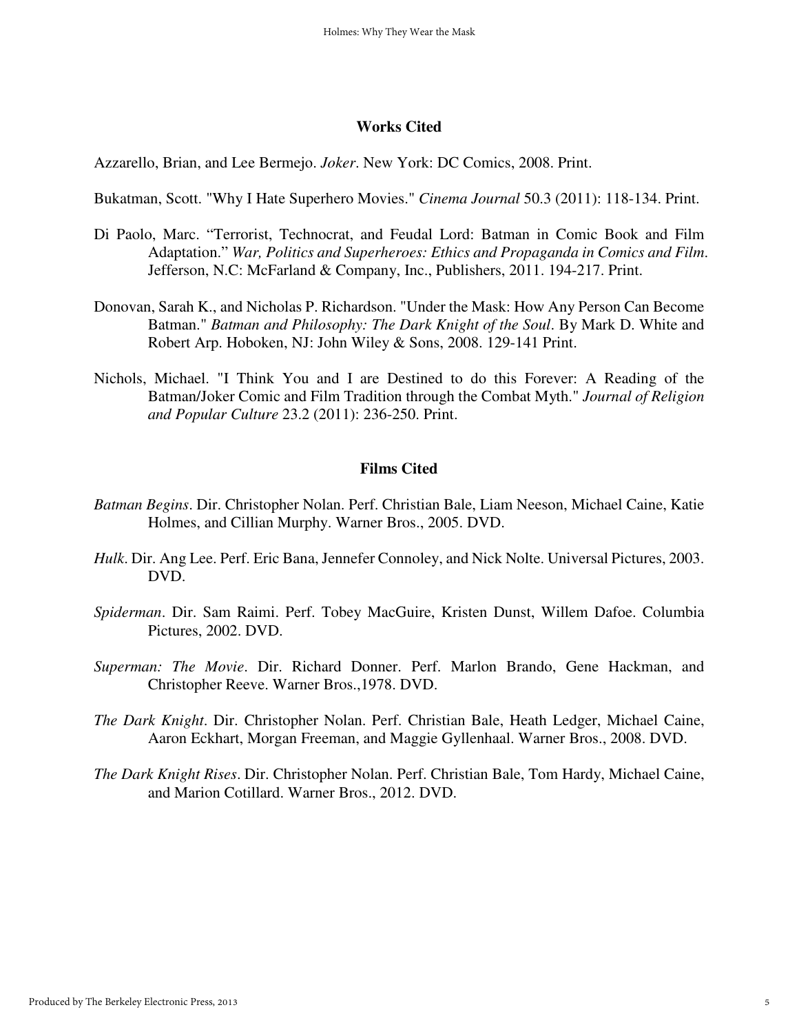## Works Cited

Azzarello, Brian, and Lee Bermejo. *Joker*. New York: DC Comics, 2008. Print.

Bukatman, Scott. "Why I Hate Superhero Movies." *Cinema Journal* 50.3 (2011): 118-134. Print.

Di Paolo, Marc. “Terrorist, Technocrat, and Feudal Lord: Batman in Comic Book and Film Adaptation.” *War, Politics and Superheroes: Ethics and Propaganda in Comics and Film*. Jefferson, N.C: McFarland & Company, Inc., Publishers, 2011. 194-217. Print.

Donovan, Sarah K., and Nicholas P. Richardson. "Under the Mask: How Any Person Can Become Batman." *Batman and Philosophy: The Dark Knight of the Soul*. By Mark D. White and Robert Arp. Hoboken, NJ: John Wiley & Sons, 2008. 129-141 Print.

Nichols, Michael. "I Think You and I are Destined to do this Forever: A Reading of the Batman/Joker Comic and Film Tradition through the Combat Myth." *Journal of Religion and Popular Culture* 23.2 (2011): 236-250. Print.

## Films Cited

*Batman Begins*. Dir. Christopher Nolan. Perf. Christian Bale, Liam Neeson, Michael Caine, Katie Holmes, and Cillian Murphy. Warner Bros., 2005. DVD.

*Hulk*. Dir. Ang Lee. Perf. Eric Bana, Jennefer Connoley, and Nick Nolte. Universal Pictures, 2003. DVD.

*Spiderman*. Dir. Sam Raimi. Perf. Tobey MacGuire, Kristen Dunst, Willem Dafoe. Columbia Pictures, 2002. DVD.

*Superman: The Movie*. Dir. Richard Donner. Perf. Marlon Brando, Gene Hackman, and Christopher Reeve. Warner Bros.,1978. DVD.

*The Dark Knight*. Dir. Christopher Nolan. Perf. Christian Bale, Heath Ledger, Michael Caine, Aaron Eckhart, Morgan Freeman, and Maggie Gyllenhaal. Warner Bros., 2008. DVD.

*The Dark Knight Rises*. Dir. Christopher Nolan. Perf. Christian Bale, Tom Hardy, Michael Caine, and Marion Cotillard. Warner Bros., 2012. DVD.